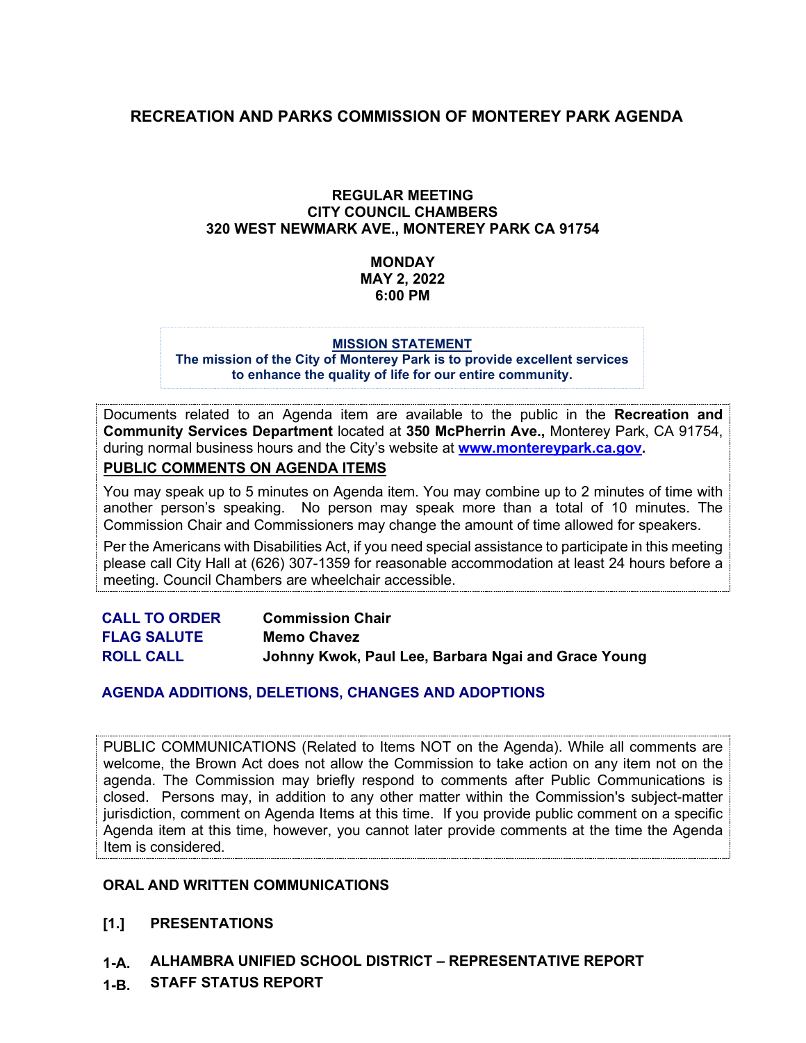# RECREATION AND PARKS COMMISSION OF MONTEREY PARK AGENDA

**REGULAR MEETING**
**CITY COUNCIL CHAMBERS**
**320 WEST NEWMARK AVE., MONTEREY PARK CA 91754**

**MONDAY**
**MAY 2, 2022**
**6:00 PM**

**MISSION STATEMENT**
**The mission of the City of Monterey Park is to provide excellent services to enhance the quality of life for our entire community.**

Documents related to an Agenda item are available to the public in the **Recreation and Community Services Department** located at **350 McPherrin Ave.,** Monterey Park, CA 91754, during normal business hours and the City's website at **www.montereypark.ca.gov.**

**PUBLIC COMMENTS ON AGENDA ITEMS**

You may speak up to 5 minutes on Agenda item. You may combine up to 2 minutes of time with another person's speaking. No person may speak more than a total of 10 minutes. The Commission Chair and Commissioners may change the amount of time allowed for speakers.

Per the Americans with Disabilities Act, if you need special assistance to participate in this meeting please call City Hall at (626) 307-1359 for reasonable accommodation at least 24 hours before a meeting. Council Chambers are wheelchair accessible.

**CALL TO ORDER** — **Commission Chair**
**FLAG SALUTE** — **Memo Chavez**
**ROLL CALL** — **Johnny Kwok, Paul Lee, Barbara Ngai and Grace Young**

**AGENDA ADDITIONS, DELETIONS, CHANGES AND ADOPTIONS**

PUBLIC COMMUNICATIONS (Related to Items NOT on the Agenda). While all comments are welcome, the Brown Act does not allow the Commission to take action on any item not on the agenda. The Commission may briefly respond to comments after Public Communications is closed. Persons may, in addition to any other matter within the Commission's subject-matter jurisdiction, comment on Agenda Items at this time. If you provide public comment on a specific Agenda item at this time, however, you cannot later provide comments at the time the Agenda Item is considered.

**ORAL AND WRITTEN COMMUNICATIONS**

**[1.] PRESENTATIONS**

**1-A. ALHAMBRA UNIFIED SCHOOL DISTRICT – REPRESENTATIVE REPORT**

**1-B. STAFF STATUS REPORT**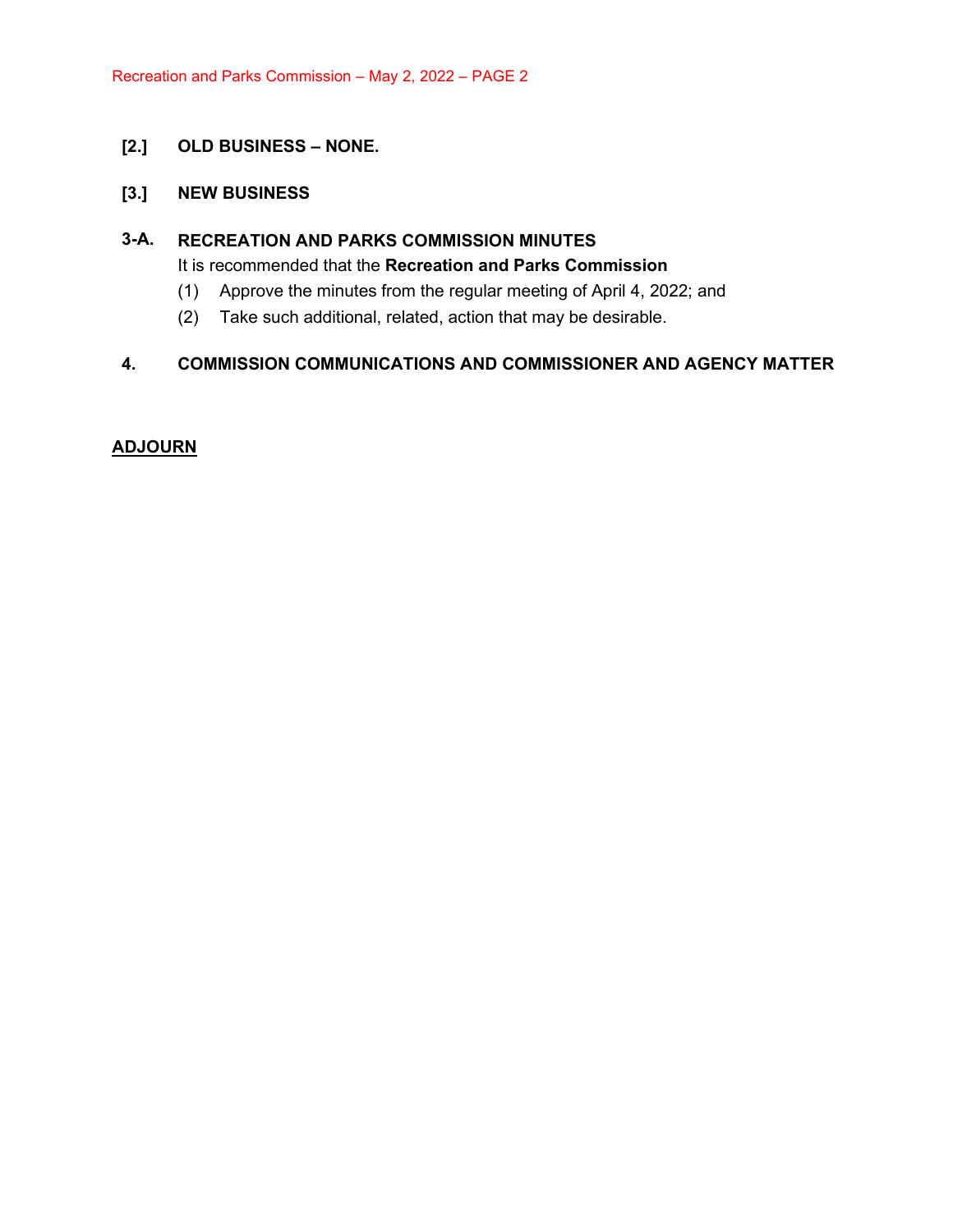**[2.] OLD BUSINESS – NONE.**

**[3.] NEW BUSINESS**

**3-A. RECREATION AND PARKS COMMISSION MINUTES**

It is recommended that the **Recreation and Parks Commission**

(1) Approve the minutes from the regular meeting of April 4, 2022; and

(2) Take such additional, related, action that may be desirable.

**4. COMMISSION COMMUNICATIONS AND COMMISSIONER AND AGENCY MATTER**

**ADJOURN**